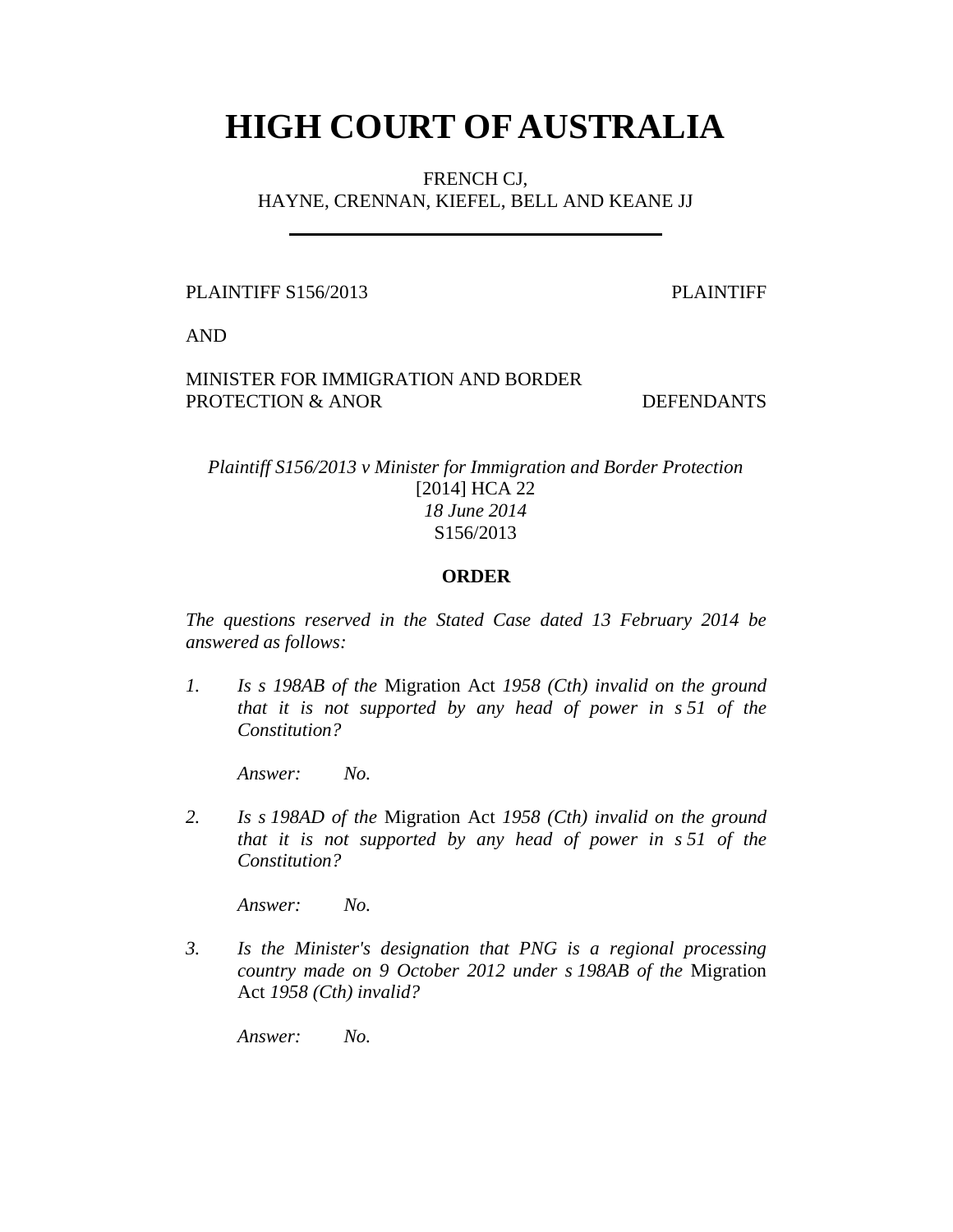# HIGH COURT OF AUSTRALIA

FRENCH CJ,
HAYNE, CRENNAN, KIEFEL, BELL AND KEANE JJ

---

PLAINTIFF S156/2013 PLAINTIFF

AND

MINISTER FOR IMMIGRATION AND BORDER PROTECTION & ANOR DEFENDANTS

*Plaintiff S156/2013 v Minister for Immigration and Border Protection*
[2014] HCA 22
*18 June 2014*
S156/2013

**ORDER**

*The questions reserved in the Stated Case dated 13 February 2014 be answered as follows:*

1. *Is s 198AB of the* Migration Act *1958 (Cth) invalid on the ground that it is not supported by any head of power in s 51 of the Constitution?*

   *Answer: No.*

2. *Is s 198AD of the* Migration Act *1958 (Cth) invalid on the ground that it is not supported by any head of power in s 51 of the Constitution?*

   *Answer: No.*

3. *Is the Minister's designation that PNG is a regional processing country made on 9 October 2012 under s 198AB of the* Migration Act *1958 (Cth) invalid?*

   *Answer: No.*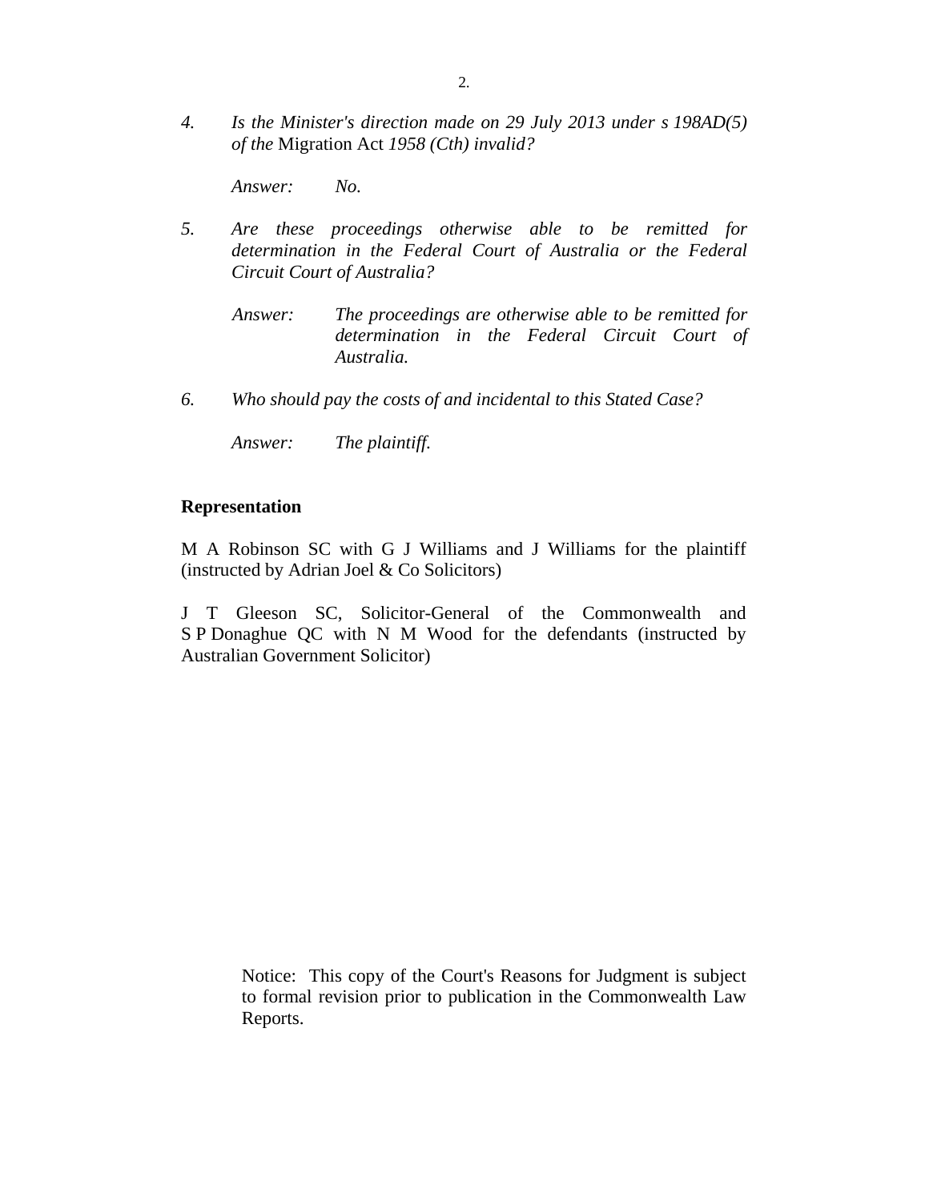4. *Is the Minister's direction made on 29 July 2013 under s 198AD(5) of the* Migration Act *1958 (Cth) invalid?*

   *Answer:* *No.*

5. *Are these proceedings otherwise able to be remitted for determination in the Federal Court of Australia or the Federal Circuit Court of Australia?*

   *Answer:* *The proceedings are otherwise able to be remitted for determination in the Federal Circuit Court of Australia.*

6. *Who should pay the costs of and incidental to this Stated Case?*

   *Answer:* *The plaintiff.*

**Representation**

M A Robinson SC with G J Williams and J Williams for the plaintiff (instructed by Adrian Joel & Co Solicitors)

J T Gleeson SC, Solicitor-General of the Commonwealth and S P Donaghue QC with N M Wood for the defendants (instructed by Australian Government Solicitor)

Notice: This copy of the Court's Reasons for Judgment is subject to formal revision prior to publication in the Commonwealth Law Reports.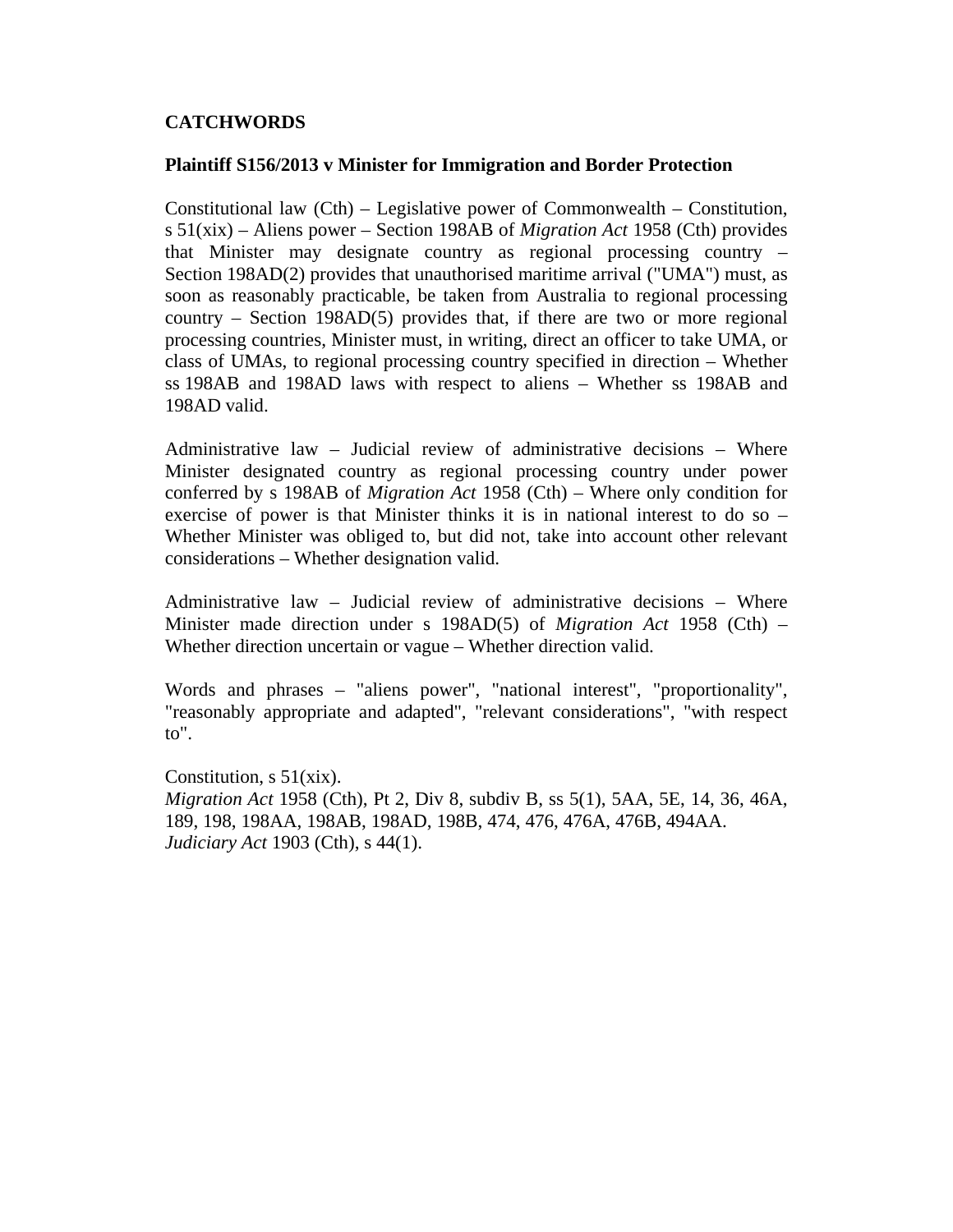**CATCHWORDS**

**Plaintiff S156/2013 v Minister for Immigration and Border Protection**

Constitutional law (Cth) – Legislative power of Commonwealth – Constitution, s 51(xix) – Aliens power – Section 198AB of *Migration Act* 1958 (Cth) provides that Minister may designate country as regional processing country – Section 198AD(2) provides that unauthorised maritime arrival ("UMA") must, as soon as reasonably practicable, be taken from Australia to regional processing country – Section 198AD(5) provides that, if there are two or more regional processing countries, Minister must, in writing, direct an officer to take UMA, or class of UMAs, to regional processing country specified in direction – Whether ss 198AB and 198AD laws with respect to aliens – Whether ss 198AB and 198AD valid.

Administrative law – Judicial review of administrative decisions – Where Minister designated country as regional processing country under power conferred by s 198AB of *Migration Act* 1958 (Cth) – Where only condition for exercise of power is that Minister thinks it is in national interest to do so – Whether Minister was obliged to, but did not, take into account other relevant considerations – Whether designation valid.

Administrative law – Judicial review of administrative decisions – Where Minister made direction under s 198AD(5) of *Migration Act* 1958 (Cth) – Whether direction uncertain or vague – Whether direction valid.

Words and phrases – "aliens power", "national interest", "proportionality", "reasonably appropriate and adapted", "relevant considerations", "with respect to".

Constitution, s 51(xix).
*Migration Act* 1958 (Cth), Pt 2, Div 8, subdiv B, ss 5(1), 5AA, 5E, 14, 36, 46A, 189, 198, 198AA, 198AB, 198AD, 198B, 474, 476, 476A, 476B, 494AA.
*Judiciary Act* 1903 (Cth), s 44(1).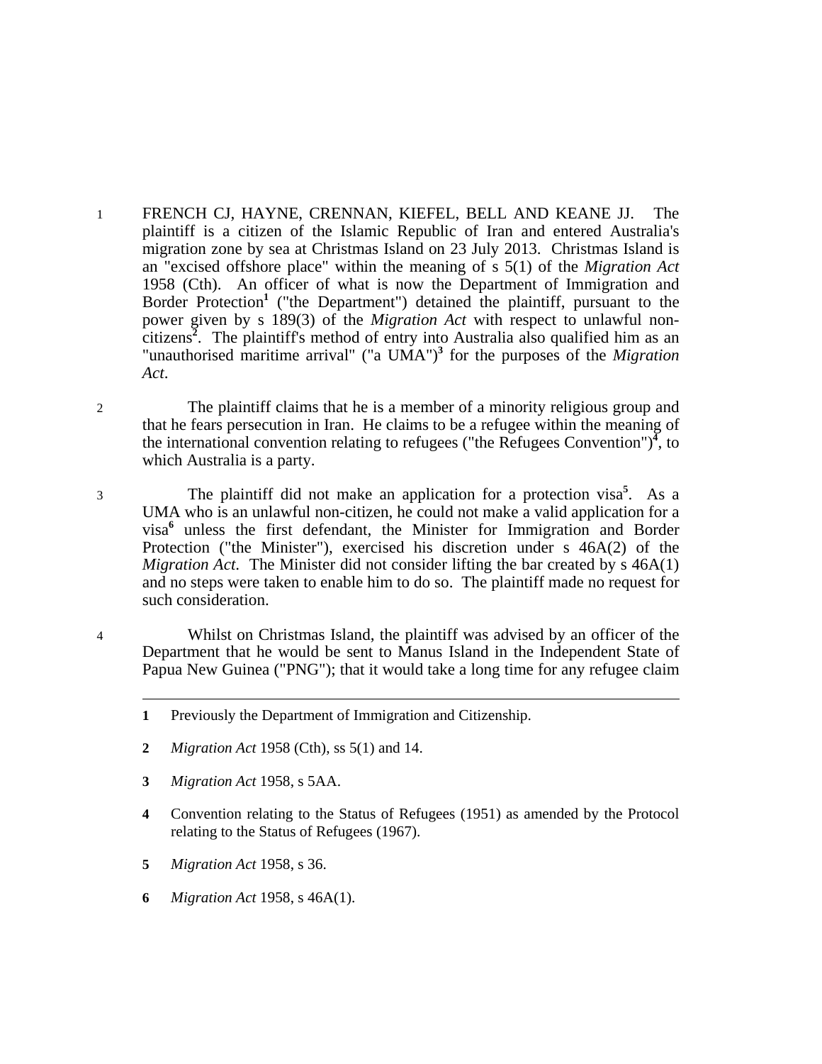1 FRENCH CJ, HAYNE, CRENNAN, KIEFEL, BELL AND KEANE JJ. The plaintiff is a citizen of the Islamic Republic of Iran and entered Australia's migration zone by sea at Christmas Island on 23 July 2013. Christmas Island is an "excised offshore place" within the meaning of s 5(1) of the *Migration Act* 1958 (Cth). An officer of what is now the Department of Immigration and Border Protection[1] ("the Department") detained the plaintiff, pursuant to the power given by s 189(3) of the *Migration Act* with respect to unlawful non-citizens[2]. The plaintiff's method of entry into Australia also qualified him as an "unauthorised maritime arrival" ("a UMA")[3] for the purposes of the *Migration Act*.

2 The plaintiff claims that he is a member of a minority religious group and that he fears persecution in Iran. He claims to be a refugee within the meaning of the international convention relating to refugees ("the Refugees Convention")[4], to which Australia is a party.

3 The plaintiff did not make an application for a protection visa[5]. As a UMA who is an unlawful non-citizen, he could not make a valid application for a visa[6] unless the first defendant, the Minister for Immigration and Border Protection ("the Minister"), exercised his discretion under s 46A(2) of the *Migration Act*. The Minister did not consider lifting the bar created by s 46A(1) and no steps were taken to enable him to do so. The plaintiff made no request for such consideration.

4 Whilst on Christmas Island, the plaintiff was advised by an officer of the Department that he would be sent to Manus Island in the Independent State of Papua New Guinea ("PNG"); that it would take a long time for any refugee claim

---

**1** Previously the Department of Immigration and Citizenship.

**2** *Migration Act* 1958 (Cth), ss 5(1) and 14.

**3** *Migration Act* 1958, s 5AA.

**4** Convention relating to the Status of Refugees (1951) as amended by the Protocol relating to the Status of Refugees (1967).

**5** *Migration Act* 1958, s 36.

**6** *Migration Act* 1958, s 46A(1).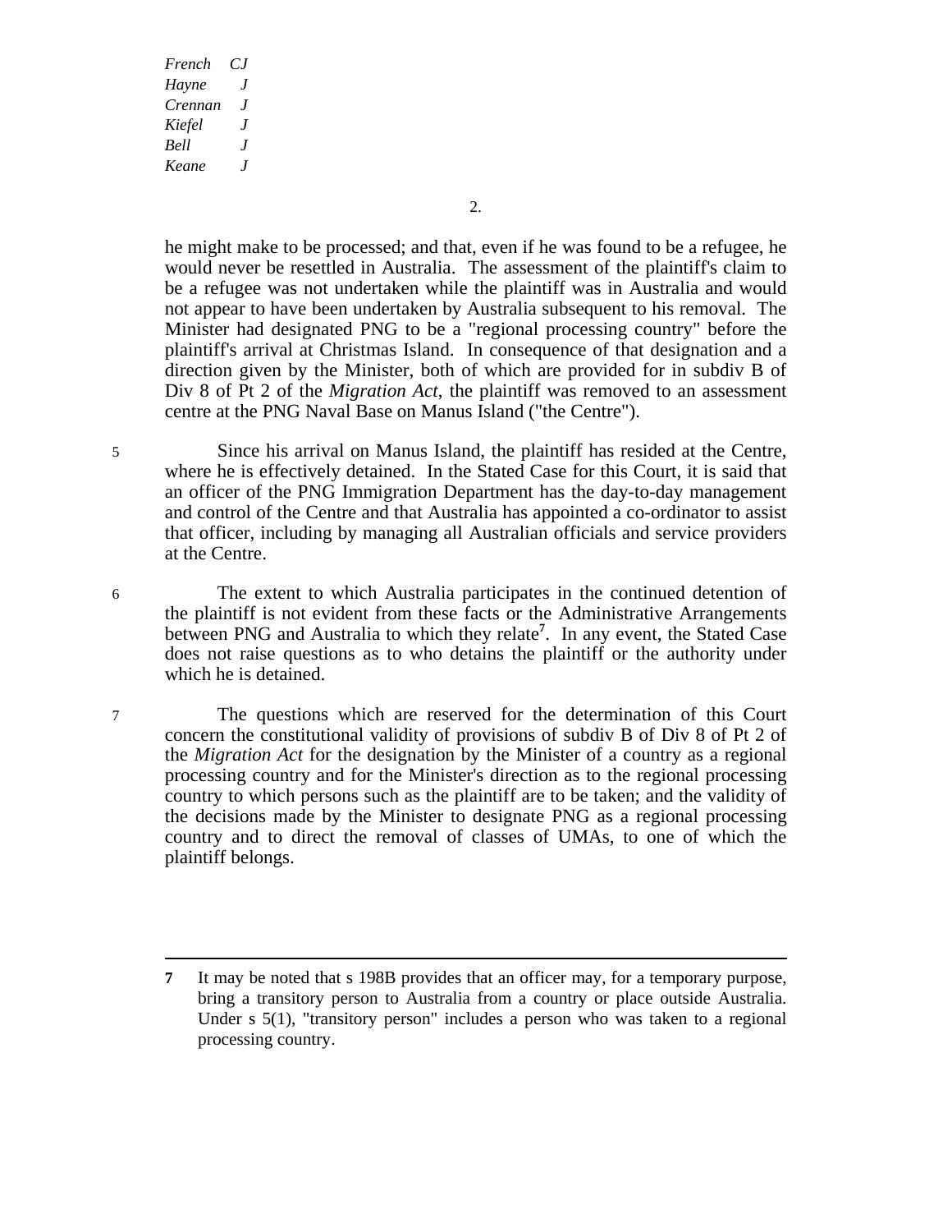he might make to be processed; and that, even if he was found to be a refugee, he would never be resettled in Australia. The assessment of the plaintiff's claim to be a refugee was not undertaken while the plaintiff was in Australia and would not appear to have been undertaken by Australia subsequent to his removal. The Minister had designated PNG to be a "regional processing country" before the plaintiff's arrival at Christmas Island. In consequence of that designation and a direction given by the Minister, both of which are provided for in subdiv B of Div 8 of Pt 2 of the *Migration Act*, the plaintiff was removed to an assessment centre at the PNG Naval Base on Manus Island ("the Centre").

5 Since his arrival on Manus Island, the plaintiff has resided at the Centre, where he is effectively detained. In the Stated Case for this Court, it is said that an officer of the PNG Immigration Department has the day-to-day management and control of the Centre and that Australia has appointed a co-ordinator to assist that officer, including by managing all Australian officials and service providers at the Centre.

6 The extent to which Australia participates in the continued detention of the plaintiff is not evident from these facts or the Administrative Arrangements between PNG and Australia to which they relate[7]. In any event, the Stated Case does not raise questions as to who detains the plaintiff or the authority under which he is detained.

7 The questions which are reserved for the determination of this Court concern the constitutional validity of provisions of subdiv B of Div 8 of Pt 2 of the *Migration Act* for the designation by the Minister of a country as a regional processing country and for the Minister's direction as to the regional processing country to which persons such as the plaintiff are to be taken; and the validity of the decisions made by the Minister to designate PNG as a regional processing country and to direct the removal of classes of UMAs, to one of which the plaintiff belongs.

---

**7** It may be noted that s 198B provides that an officer may, for a temporary purpose, bring a transitory person to Australia from a country or place outside Australia. Under s 5(1), "transitory person" includes a person who was taken to a regional processing country.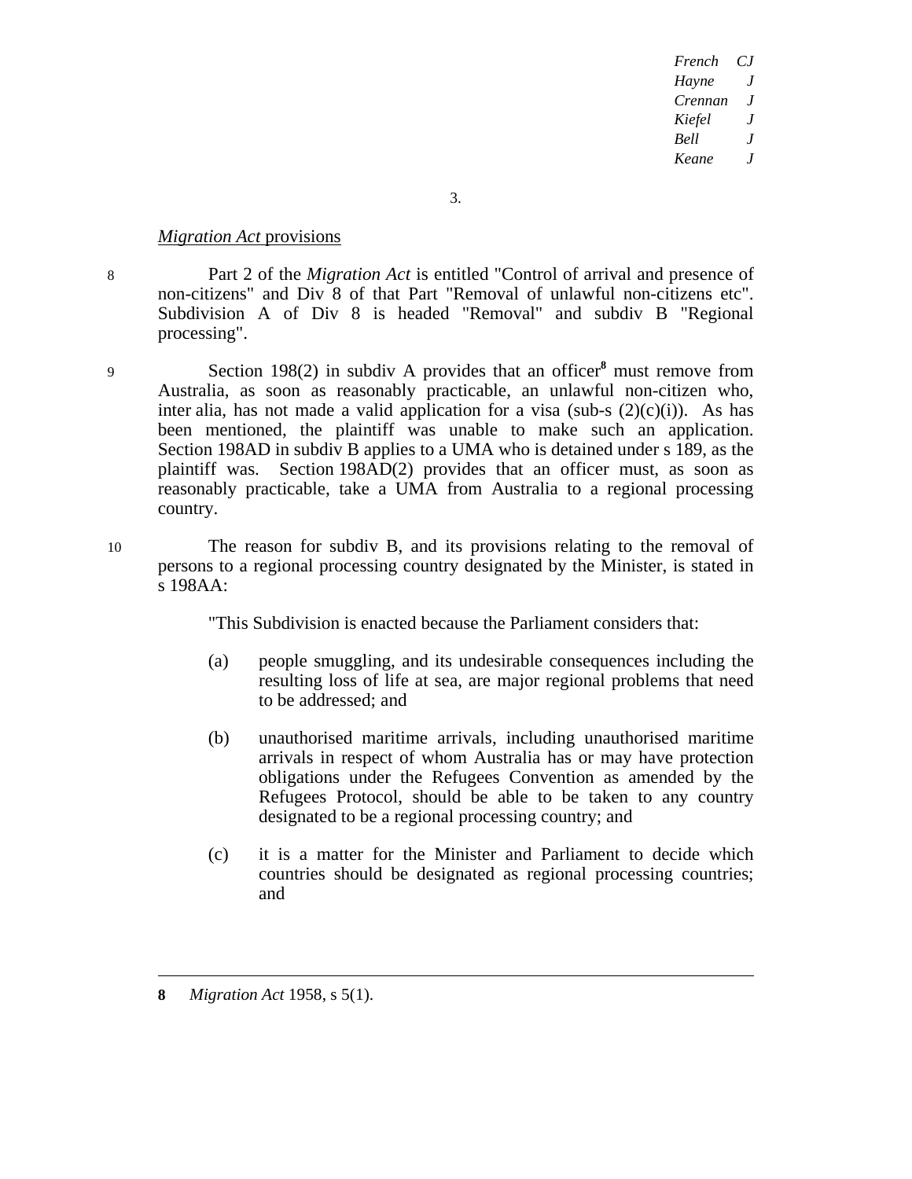*Migration Act* provisions

8 Part 2 of the *Migration Act* is entitled "Control of arrival and presence of non-citizens" and Div 8 of that Part "Removal of unlawful non-citizens etc". Subdivision A of Div 8 is headed "Removal" and subdiv B "Regional processing".

9 Section 198(2) in subdiv A provides that an officer[8] must remove from Australia, as soon as reasonably practicable, an unlawful non-citizen who, inter alia, has not made a valid application for a visa (sub-s (2)(c)(i)). As has been mentioned, the plaintiff was unable to make such an application. Section 198AD in subdiv B applies to a UMA who is detained under s 189, as the plaintiff was. Section 198AD(2) provides that an officer must, as soon as reasonably practicable, take a UMA from Australia to a regional processing country.

10 The reason for subdiv B, and its provisions relating to the removal of persons to a regional processing country designated by the Minister, is stated in s 198AA:

> "This Subdivision is enacted because the Parliament considers that:
>
> (a) people smuggling, and its undesirable consequences including the resulting loss of life at sea, are major regional problems that need to be addressed; and
>
> (b) unauthorised maritime arrivals, including unauthorised maritime arrivals in respect of whom Australia has or may have protection obligations under the Refugees Convention as amended by the Refugees Protocol, should be able to be taken to any country designated to be a regional processing country; and
>
> (c) it is a matter for the Minister and Parliament to decide which countries should be designated as regional processing countries; and

---

8 *Migration Act* 1958, s 5(1).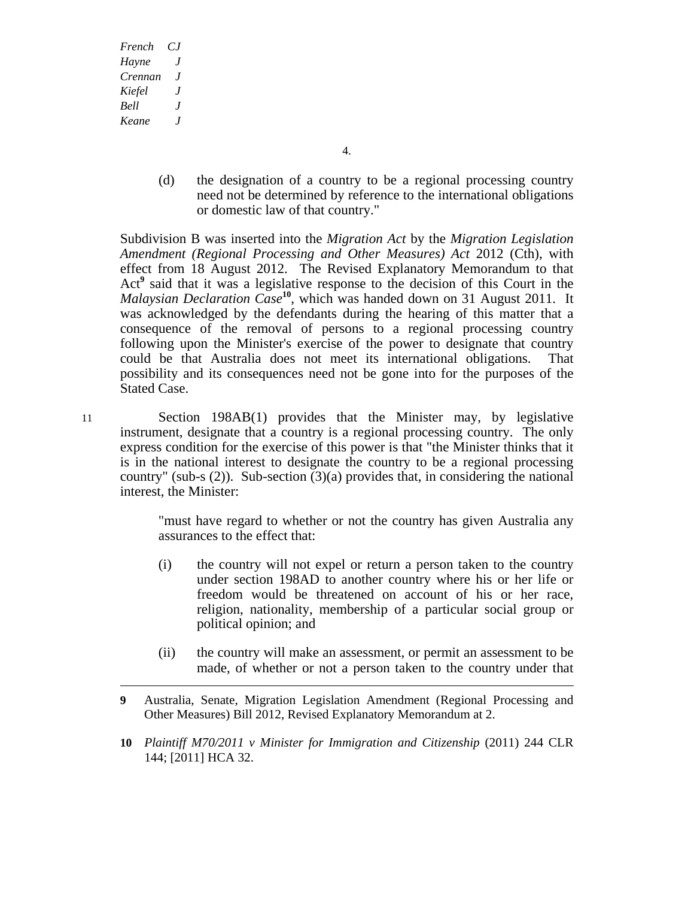(d) the designation of a country to be a regional processing country need not be determined by reference to the international obligations or domestic law of that country."

Subdivision B was inserted into the *Migration Act* by the *Migration Legislation Amendment (Regional Processing and Other Measures) Act* 2012 (Cth), with effect from 18 August 2012. The Revised Explanatory Memorandum to that Act[9] said that it was a legislative response to the decision of this Court in the *Malaysian Declaration Case*[10], which was handed down on 31 August 2011. It was acknowledged by the defendants during the hearing of this matter that a consequence of the removal of persons to a regional processing country following upon the Minister's exercise of the power to designate that country could be that Australia does not meet its international obligations. That possibility and its consequences need not be gone into for the purposes of the Stated Case.

11 Section 198AB(1) provides that the Minister may, by legislative instrument, designate that a country is a regional processing country. The only express condition for the exercise of this power is that "the Minister thinks that it is in the national interest to designate the country to be a regional processing country" (sub-s (2)). Sub-section (3)(a) provides that, in considering the national interest, the Minister:

> "must have regard to whether or not the country has given Australia any assurances to the effect that:
>
> (i) the country will not expel or return a person taken to the country under section 198AD to another country where his or her life or freedom would be threatened on account of his or her race, religion, nationality, membership of a particular social group or political opinion; and
>
> (ii) the country will make an assessment, or permit an assessment to be made, of whether or not a person taken to the country under that

---

**9** Australia, Senate, Migration Legislation Amendment (Regional Processing and Other Measures) Bill 2012, Revised Explanatory Memorandum at 2.

**10** *Plaintiff M70/2011 v Minister for Immigration and Citizenship* (2011) 244 CLR 144; [2011] HCA 32.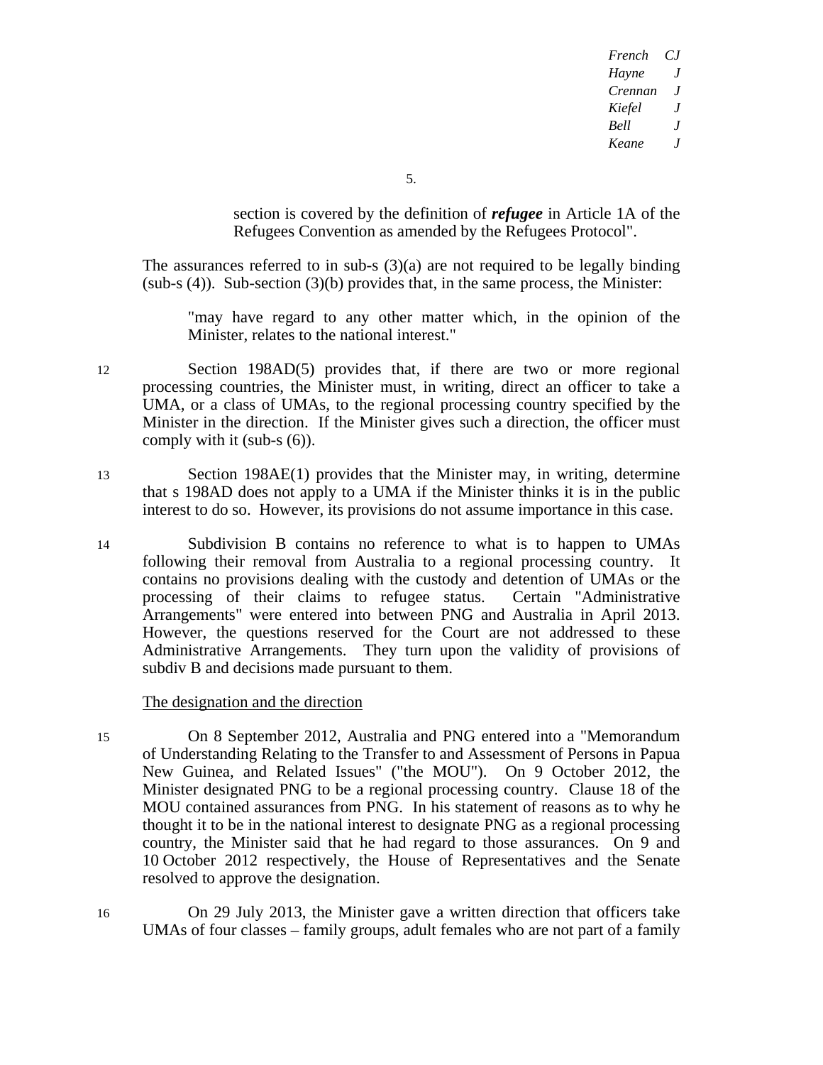section is covered by the definition of ***refugee*** in Article 1A of the Refugees Convention as amended by the Refugees Protocol".

The assurances referred to in sub-s (3)(a) are not required to be legally binding (sub-s (4)). Sub-section (3)(b) provides that, in the same process, the Minister:

> "may have regard to any other matter which, in the opinion of the Minister, relates to the national interest."

12 Section 198AD(5) provides that, if there are two or more regional processing countries, the Minister must, in writing, direct an officer to take a UMA, or a class of UMAs, to the regional processing country specified by the Minister in the direction. If the Minister gives such a direction, the officer must comply with it (sub-s (6)).

13 Section 198AE(1) provides that the Minister may, in writing, determine that s 198AD does not apply to a UMA if the Minister thinks it is in the public interest to do so. However, its provisions do not assume importance in this case.

14 Subdivision B contains no reference to what is to happen to UMAs following their removal from Australia to a regional processing country. It contains no provisions dealing with the custody and detention of UMAs or the processing of their claims to refugee status. Certain "Administrative Arrangements" were entered into between PNG and Australia in April 2013. However, the questions reserved for the Court are not addressed to these Administrative Arrangements. They turn upon the validity of provisions of subdiv B and decisions made pursuant to them.

The designation and the direction

15 On 8 September 2012, Australia and PNG entered into a "Memorandum of Understanding Relating to the Transfer to and Assessment of Persons in Papua New Guinea, and Related Issues" ("the MOU"). On 9 October 2012, the Minister designated PNG to be a regional processing country. Clause 18 of the MOU contained assurances from PNG. In his statement of reasons as to why he thought it to be in the national interest to designate PNG as a regional processing country, the Minister said that he had regard to those assurances. On 9 and 10 October 2012 respectively, the House of Representatives and the Senate resolved to approve the designation.

16 On 29 July 2013, the Minister gave a written direction that officers take UMAs of four classes – family groups, adult females who are not part of a family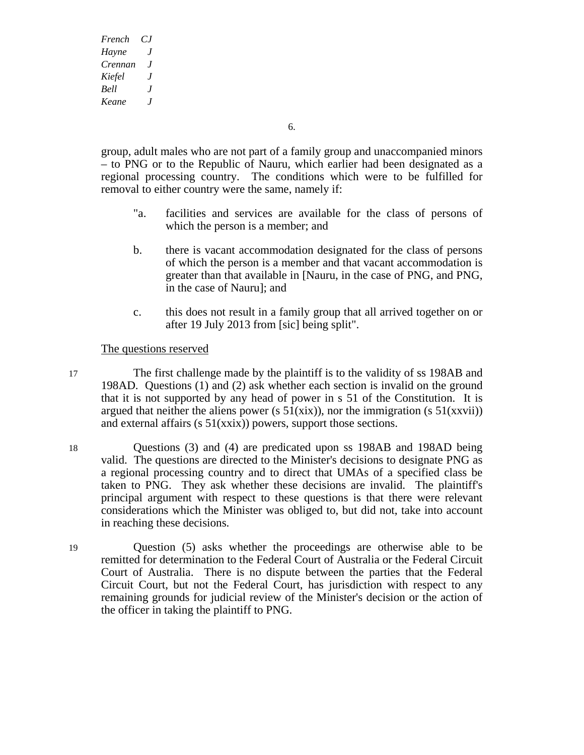group, adult males who are not part of a family group and unaccompanied minors – to PNG or to the Republic of Nauru, which earlier had been designated as a regional processing country. The conditions which were to be fulfilled for removal to either country were the same, namely if:

> "a. facilities and services are available for the class of persons of which the person is a member; and
>
> b. there is vacant accommodation designated for the class of persons of which the person is a member and that vacant accommodation is greater than that available in [Nauru, in the case of PNG, and PNG, in the case of Nauru]; and
>
> c. this does not result in a family group that all arrived together on or after 19 July 2013 from [sic] being split".

The questions reserved

17 The first challenge made by the plaintiff is to the validity of ss 198AB and 198AD. Questions (1) and (2) ask whether each section is invalid on the ground that it is not supported by any head of power in s 51 of the Constitution. It is argued that neither the aliens power (s 51(xix)), nor the immigration (s 51(xxvii)) and external affairs (s 51(xxix)) powers, support those sections.

18 Questions (3) and (4) are predicated upon ss 198AB and 198AD being valid. The questions are directed to the Minister's decisions to designate PNG as a regional processing country and to direct that UMAs of a specified class be taken to PNG. They ask whether these decisions are invalid. The plaintiff's principal argument with respect to these questions is that there were relevant considerations which the Minister was obliged to, but did not, take into account in reaching these decisions.

19 Question (5) asks whether the proceedings are otherwise able to be remitted for determination to the Federal Court of Australia or the Federal Circuit Court of Australia. There is no dispute between the parties that the Federal Circuit Court, but not the Federal Court, has jurisdiction with respect to any remaining grounds for judicial review of the Minister's decision or the action of the officer in taking the plaintiff to PNG.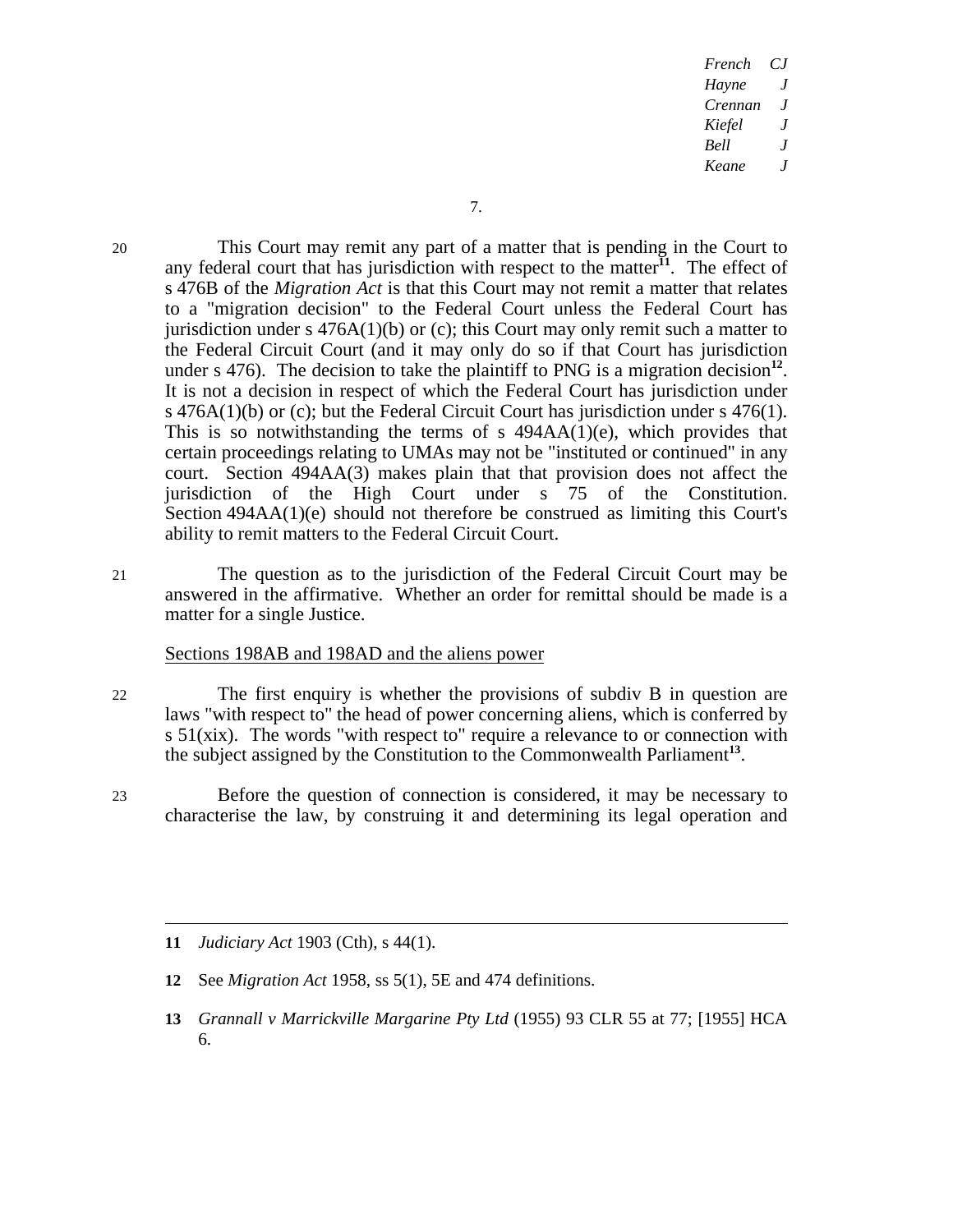20 This Court may remit any part of a matter that is pending in the Court to any federal court that has jurisdiction with respect to the matter[11]. The effect of s 476B of the *Migration Act* is that this Court may not remit a matter that relates to a "migration decision" to the Federal Court unless the Federal Court has jurisdiction under s 476A(1)(b) or (c); this Court may only remit such a matter to the Federal Circuit Court (and it may only do so if that Court has jurisdiction under s 476). The decision to take the plaintiff to PNG is a migration decision[12]. It is not a decision in respect of which the Federal Court has jurisdiction under s 476A(1)(b) or (c); but the Federal Circuit Court has jurisdiction under s 476(1). This is so notwithstanding the terms of s 494AA(1)(e), which provides that certain proceedings relating to UMAs may not be "instituted or continued" in any court. Section 494AA(3) makes plain that that provision does not affect the jurisdiction of the High Court under s 75 of the Constitution. Section 494AA(1)(e) should not therefore be construed as limiting this Court's ability to remit matters to the Federal Circuit Court.

21 The question as to the jurisdiction of the Federal Circuit Court may be answered in the affirmative. Whether an order for remittal should be made is a matter for a single Justice.

<u>Sections 198AB and 198AD and the aliens power</u>

22 The first enquiry is whether the provisions of subdiv B in question are laws "with respect to" the head of power concerning aliens, which is conferred by s 51(xix). The words "with respect to" require a relevance to or connection with the subject assigned by the Constitution to the Commonwealth Parliament[13].

23 Before the question of connection is considered, it may be necessary to characterise the law, by construing it and determining its legal operation and

---

11 *Judiciary Act* 1903 (Cth), s 44(1).

12 See *Migration Act* 1958, ss 5(1), 5E and 474 definitions.

13 *Grannall v Marrickville Margarine Pty Ltd* (1955) 93 CLR 55 at 77; [1955] HCA 6.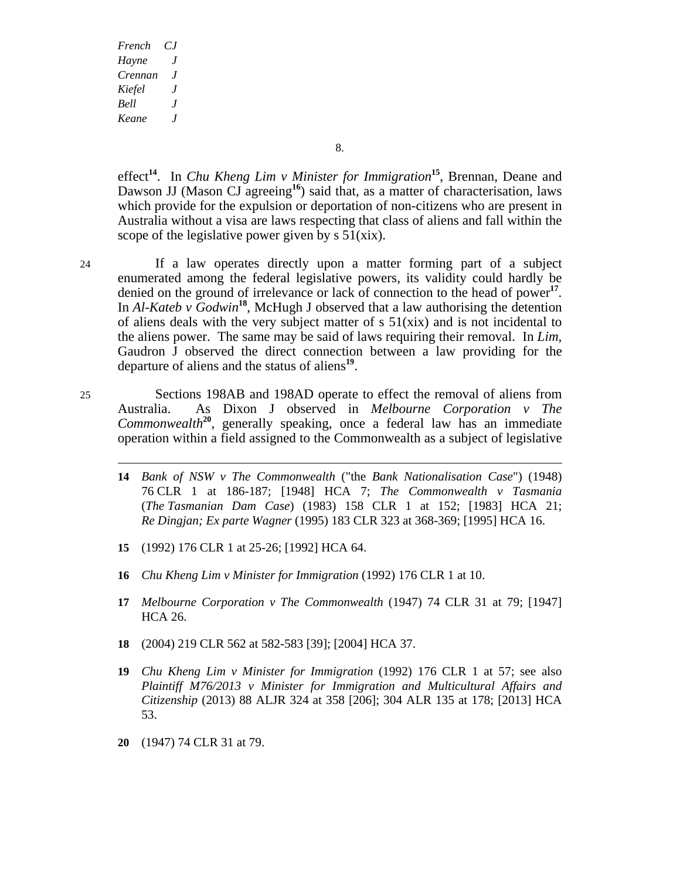effect[14]. In *Chu Kheng Lim v Minister for Immigration*[15], Brennan, Deane and Dawson JJ (Mason CJ agreeing[16]) said that, as a matter of characterisation, laws which provide for the expulsion or deportation of non-citizens who are present in Australia without a visa are laws respecting that class of aliens and fall within the scope of the legislative power given by s 51(xix).

24 If a law operates directly upon a matter forming part of a subject enumerated among the federal legislative powers, its validity could hardly be denied on the ground of irrelevance or lack of connection to the head of power[17]. In *Al-Kateb v Godwin*[18], McHugh J observed that a law authorising the detention of aliens deals with the very subject matter of s 51(xix) and is not incidental to the aliens power. The same may be said of laws requiring their removal. In *Lim*, Gaudron J observed the direct connection between a law providing for the departure of aliens and the status of aliens[19].

25 Sections 198AB and 198AD operate to effect the removal of aliens from Australia. As Dixon J observed in *Melbourne Corporation v The Commonwealth*[20], generally speaking, once a federal law has an immediate operation within a field assigned to the Commonwealth as a subject of legislative

---

**14** *Bank of NSW v The Commonwealth* ("the *Bank Nationalisation Case*") (1948) 76 CLR 1 at 186-187; [1948] HCA 7; *The Commonwealth v Tasmania* (*The Tasmanian Dam Case*) (1983) 158 CLR 1 at 152; [1983] HCA 21; *Re Dingjan; Ex parte Wagner* (1995) 183 CLR 323 at 368-369; [1995] HCA 16.

**15** (1992) 176 CLR 1 at 25-26; [1992] HCA 64.

**16** *Chu Kheng Lim v Minister for Immigration* (1992) 176 CLR 1 at 10.

**17** *Melbourne Corporation v The Commonwealth* (1947) 74 CLR 31 at 79; [1947] HCA 26.

**18** (2004) 219 CLR 562 at 582-583 [39]; [2004] HCA 37.

**19** *Chu Kheng Lim v Minister for Immigration* (1992) 176 CLR 1 at 57; see also *Plaintiff M76/2013 v Minister for Immigration and Multicultural Affairs and Citizenship* (2013) 88 ALJR 324 at 358 [206]; 304 ALR 135 at 178; [2013] HCA 53.

**20** (1947) 74 CLR 31 at 79.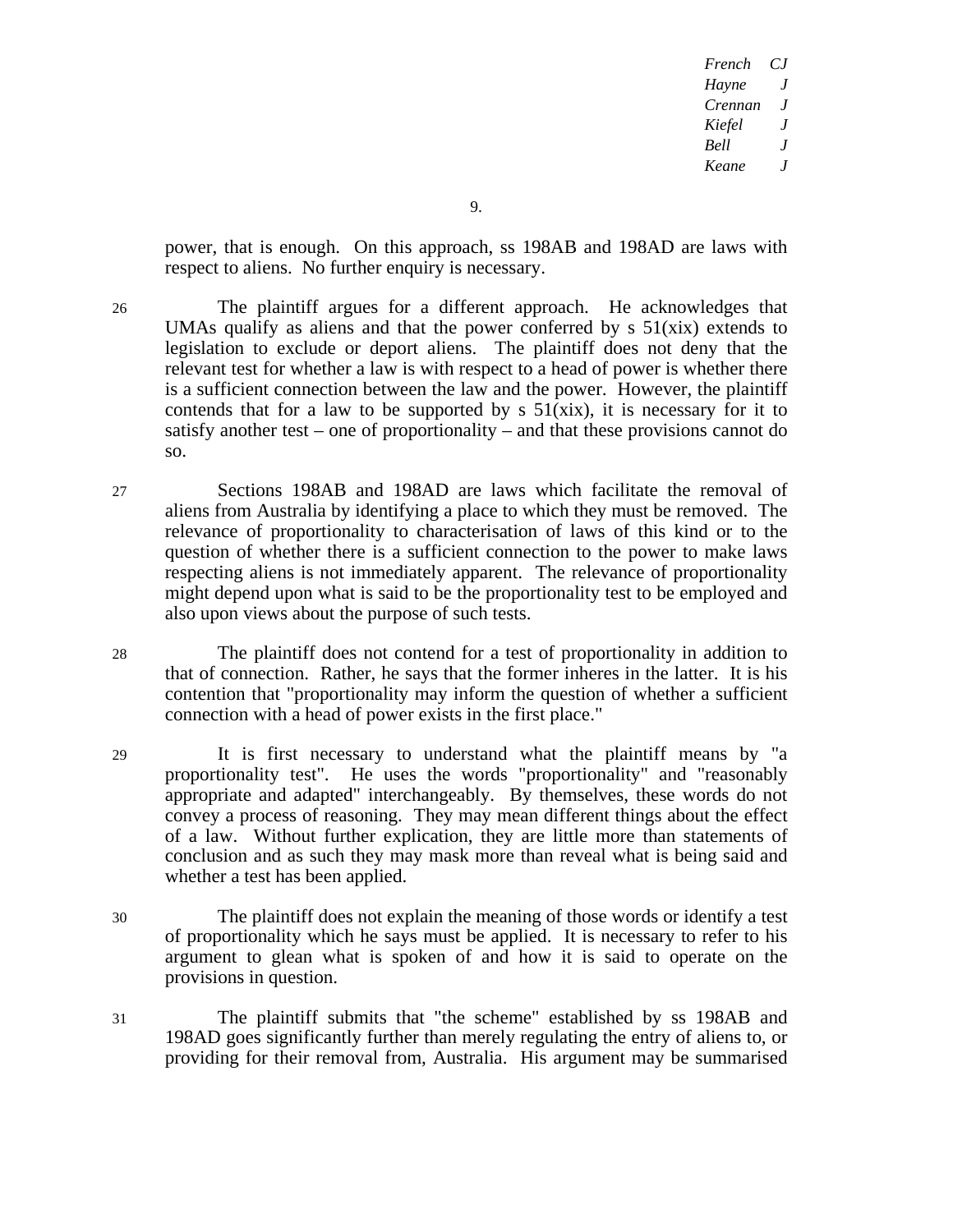power, that is enough. On this approach, ss 198AB and 198AD are laws with respect to aliens. No further enquiry is necessary.

26 The plaintiff argues for a different approach. He acknowledges that UMAs qualify as aliens and that the power conferred by s 51(xix) extends to legislation to exclude or deport aliens. The plaintiff does not deny that the relevant test for whether a law is with respect to a head of power is whether there is a sufficient connection between the law and the power. However, the plaintiff contends that for a law to be supported by s 51(xix), it is necessary for it to satisfy another test – one of proportionality – and that these provisions cannot do so.

27 Sections 198AB and 198AD are laws which facilitate the removal of aliens from Australia by identifying a place to which they must be removed. The relevance of proportionality to characterisation of laws of this kind or to the question of whether there is a sufficient connection to the power to make laws respecting aliens is not immediately apparent. The relevance of proportionality might depend upon what is said to be the proportionality test to be employed and also upon views about the purpose of such tests.

28 The plaintiff does not contend for a test of proportionality in addition to that of connection. Rather, he says that the former inheres in the latter. It is his contention that "proportionality may inform the question of whether a sufficient connection with a head of power exists in the first place."

29 It is first necessary to understand what the plaintiff means by "a proportionality test". He uses the words "proportionality" and "reasonably appropriate and adapted" interchangeably. By themselves, these words do not convey a process of reasoning. They may mean different things about the effect of a law. Without further explication, they are little more than statements of conclusion and as such they may mask more than reveal what is being said and whether a test has been applied.

30 The plaintiff does not explain the meaning of those words or identify a test of proportionality which he says must be applied. It is necessary to refer to his argument to glean what is spoken of and how it is said to operate on the provisions in question.

31 The plaintiff submits that "the scheme" established by ss 198AB and 198AD goes significantly further than merely regulating the entry of aliens to, or providing for their removal from, Australia. His argument may be summarised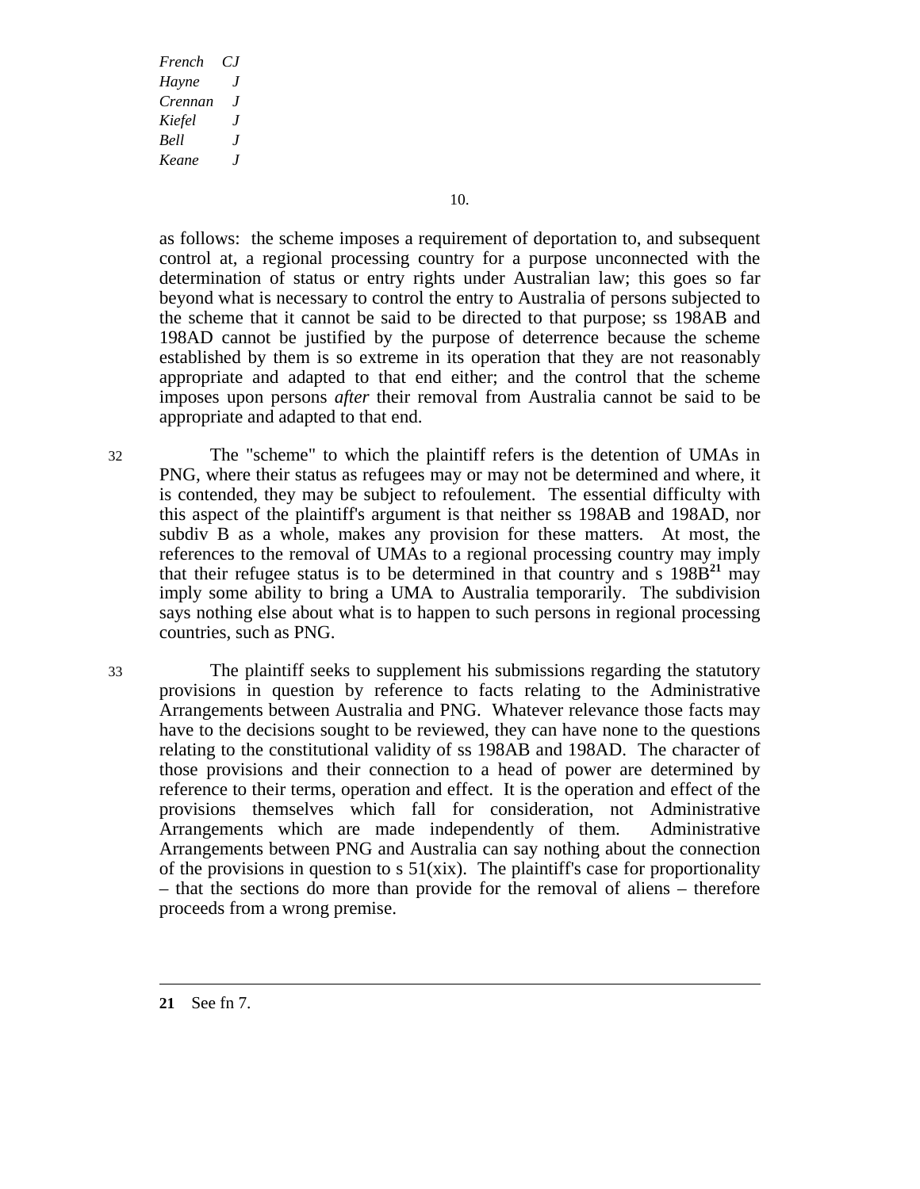as follows: the scheme imposes a requirement of deportation to, and subsequent control at, a regional processing country for a purpose unconnected with the determination of status or entry rights under Australian law; this goes so far beyond what is necessary to control the entry to Australia of persons subjected to the scheme that it cannot be said to be directed to that purpose; ss 198AB and 198AD cannot be justified by the purpose of deterrence because the scheme established by them is so extreme in its operation that they are not reasonably appropriate and adapted to that end either; and the control that the scheme imposes upon persons *after* their removal from Australia cannot be said to be appropriate and adapted to that end.

32 The "scheme" to which the plaintiff refers is the detention of UMAs in PNG, where their status as refugees may or may not be determined and where, it is contended, they may be subject to refoulement. The essential difficulty with this aspect of the plaintiff's argument is that neither ss 198AB and 198AD, nor subdiv B as a whole, makes any provision for these matters. At most, the references to the removal of UMAs to a regional processing country may imply that their refugee status is to be determined in that country and s 198B[21] may imply some ability to bring a UMA to Australia temporarily. The subdivision says nothing else about what is to happen to such persons in regional processing countries, such as PNG.

33 The plaintiff seeks to supplement his submissions regarding the statutory provisions in question by reference to facts relating to the Administrative Arrangements between Australia and PNG. Whatever relevance those facts may have to the decisions sought to be reviewed, they can have none to the questions relating to the constitutional validity of ss 198AB and 198AD. The character of those provisions and their connection to a head of power are determined by reference to their terms, operation and effect. It is the operation and effect of the provisions themselves which fall for consideration, not Administrative Arrangements which are made independently of them. Administrative Arrangements between PNG and Australia can say nothing about the connection of the provisions in question to s 51(xix). The plaintiff's case for proportionality – that the sections do more than provide for the removal of aliens – therefore proceeds from a wrong premise.

---

**21** See fn 7.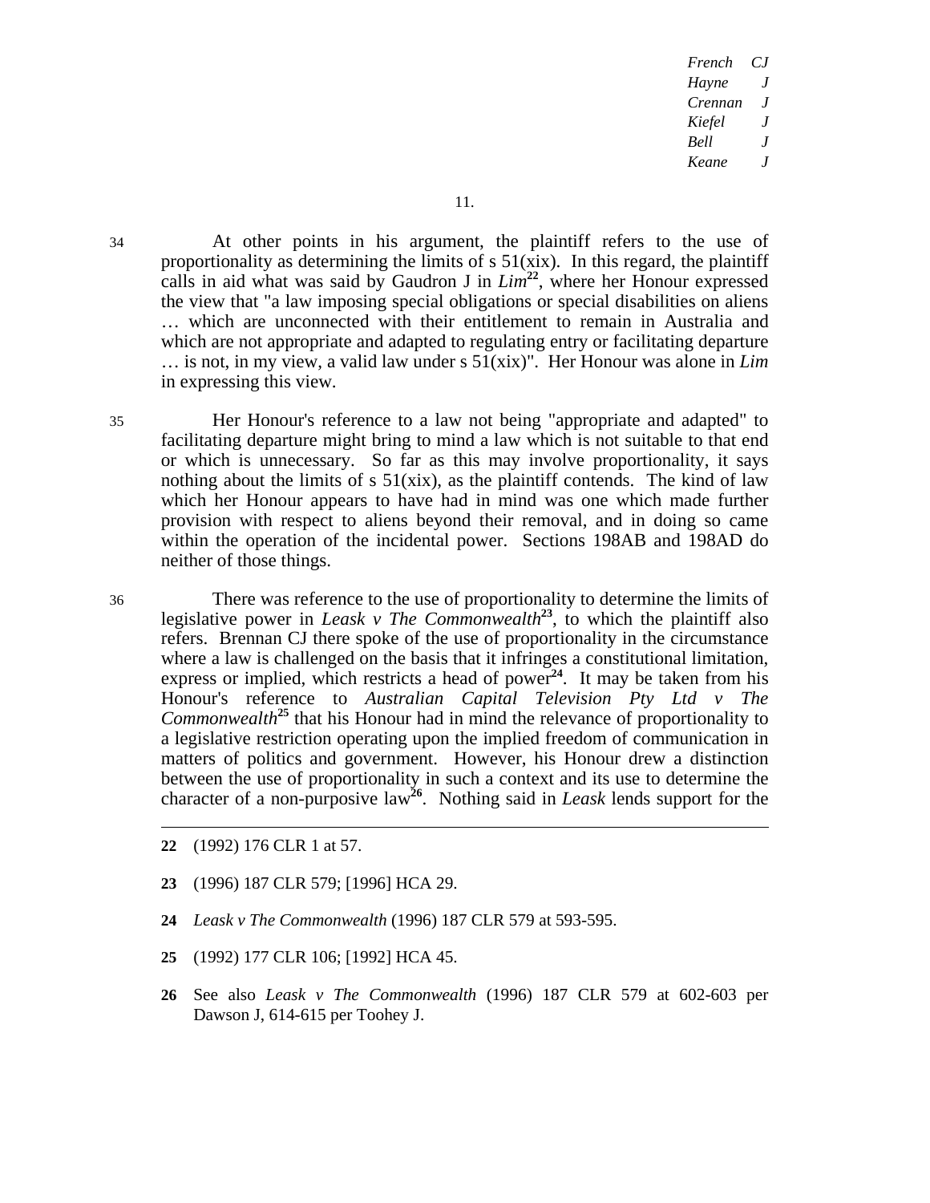34 At other points in his argument, the plaintiff refers to the use of proportionality as determining the limits of s 51(xix). In this regard, the plaintiff calls in aid what was said by Gaudron J in *Lim*[22], where her Honour expressed the view that "a law imposing special obligations or special disabilities on aliens … which are unconnected with their entitlement to remain in Australia and which are not appropriate and adapted to regulating entry or facilitating departure … is not, in my view, a valid law under s 51(xix)". Her Honour was alone in *Lim* in expressing this view.

35 Her Honour's reference to a law not being "appropriate and adapted" to facilitating departure might bring to mind a law which is not suitable to that end or which is unnecessary. So far as this may involve proportionality, it says nothing about the limits of s 51(xix), as the plaintiff contends. The kind of law which her Honour appears to have had in mind was one which made further provision with respect to aliens beyond their removal, and in doing so came within the operation of the incidental power. Sections 198AB and 198AD do neither of those things.

36 There was reference to the use of proportionality to determine the limits of legislative power in *Leask v The Commonwealth*[23], to which the plaintiff also refers. Brennan CJ there spoke of the use of proportionality in the circumstance where a law is challenged on the basis that it infringes a constitutional limitation, express or implied, which restricts a head of power[24]. It may be taken from his Honour's reference to *Australian Capital Television Pty Ltd v The Commonwealth*[25] that his Honour had in mind the relevance of proportionality to a legislative restriction operating upon the implied freedom of communication in matters of politics and government. However, his Honour drew a distinction between the use of proportionality in such a context and its use to determine the character of a non-purposive law[26]. Nothing said in *Leask* lends support for the

---

**22** (1992) 176 CLR 1 at 57.

**23** (1996) 187 CLR 579; [1996] HCA 29.

**24** *Leask v The Commonwealth* (1996) 187 CLR 579 at 593-595.

**25** (1992) 177 CLR 106; [1992] HCA 45.

**26** See also *Leask v The Commonwealth* (1996) 187 CLR 579 at 602-603 per Dawson J, 614-615 per Toohey J.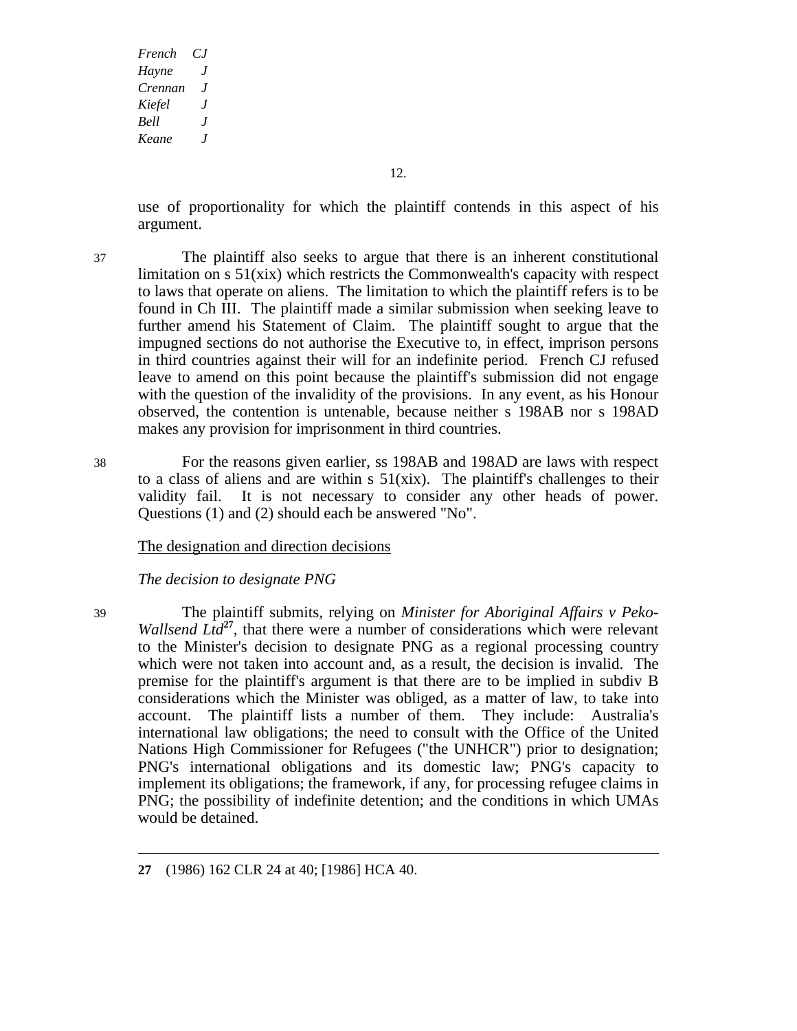use of proportionality for which the plaintiff contends in this aspect of his argument.

37 The plaintiff also seeks to argue that there is an inherent constitutional limitation on s 51(xix) which restricts the Commonwealth's capacity with respect to laws that operate on aliens. The limitation to which the plaintiff refers is to be found in Ch III. The plaintiff made a similar submission when seeking leave to further amend his Statement of Claim. The plaintiff sought to argue that the impugned sections do not authorise the Executive to, in effect, imprison persons in third countries against their will for an indefinite period. French CJ refused leave to amend on this point because the plaintiff's submission did not engage with the question of the invalidity of the provisions. In any event, as his Honour observed, the contention is untenable, because neither s 198AB nor s 198AD makes any provision for imprisonment in third countries.

38 For the reasons given earlier, ss 198AB and 198AD are laws with respect to a class of aliens and are within s 51(xix). The plaintiff's challenges to their validity fail. It is not necessary to consider any other heads of power. Questions (1) and (2) should each be answered "No".

The designation and direction decisions

*The decision to designate PNG*

39 The plaintiff submits, relying on *Minister for Aboriginal Affairs v Peko-Wallsend Ltd*[27], that there were a number of considerations which were relevant to the Minister's decision to designate PNG as a regional processing country which were not taken into account and, as a result, the decision is invalid. The premise for the plaintiff's argument is that there are to be implied in subdiv B considerations which the Minister was obliged, as a matter of law, to take into account. The plaintiff lists a number of them. They include: Australia's international law obligations; the need to consult with the Office of the United Nations High Commissioner for Refugees ("the UNHCR") prior to designation; PNG's international obligations and its domestic law; PNG's capacity to implement its obligations; the framework, if any, for processing refugee claims in PNG; the possibility of indefinite detention; and the conditions in which UMAs would be detained.

---

**27** (1986) 162 CLR 24 at 40; [1986] HCA 40.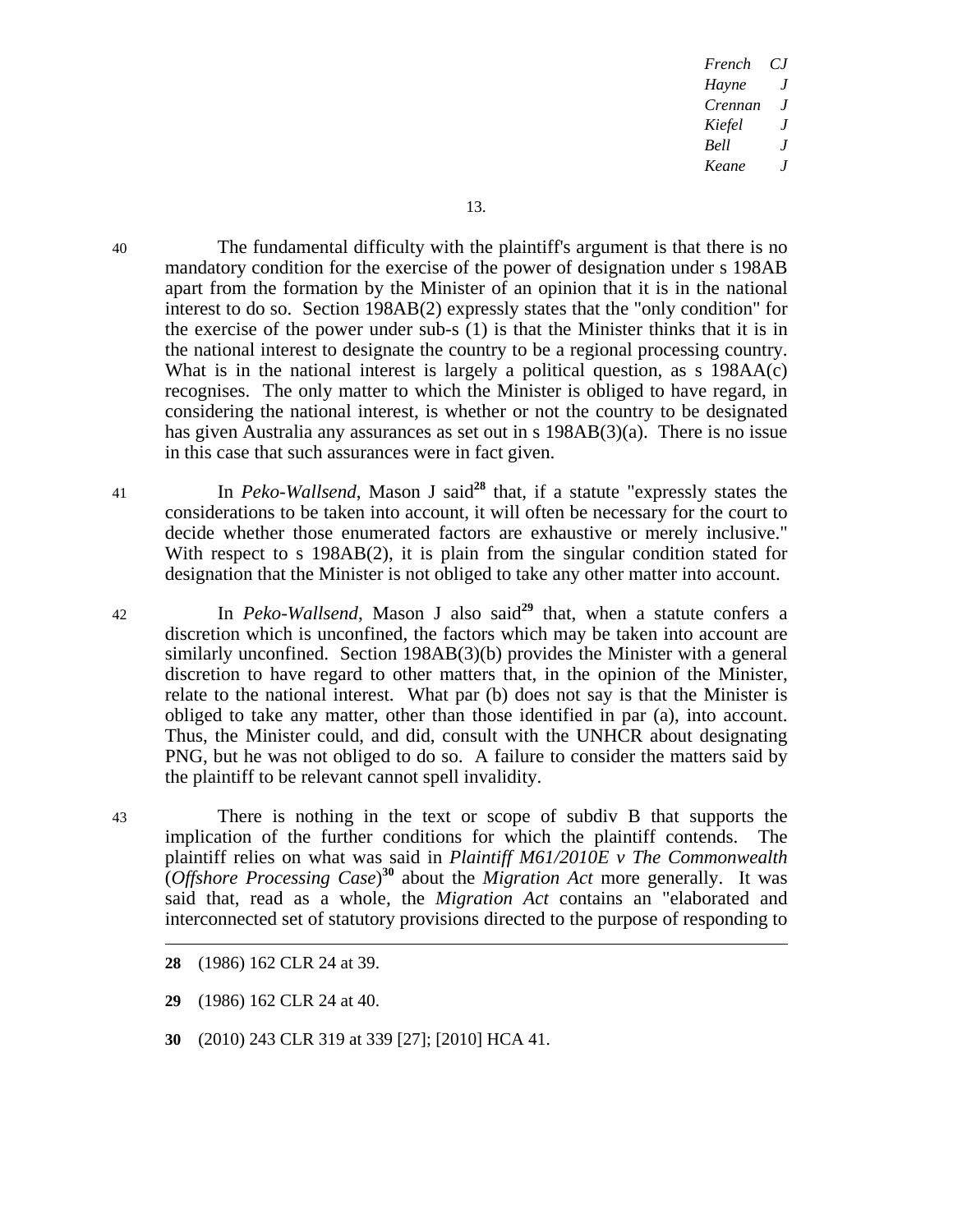40 The fundamental difficulty with the plaintiff's argument is that there is no mandatory condition for the exercise of the power of designation under s 198AB apart from the formation by the Minister of an opinion that it is in the national interest to do so. Section 198AB(2) expressly states that the "only condition" for the exercise of the power under sub-s (1) is that the Minister thinks that it is in the national interest to designate the country to be a regional processing country. What is in the national interest is largely a political question, as s 198AA(c) recognises. The only matter to which the Minister is obliged to have regard, in considering the national interest, is whether or not the country to be designated has given Australia any assurances as set out in s 198AB(3)(a). There is no issue in this case that such assurances were in fact given.

41 In *Peko-Wallsend*, Mason J said[28] that, if a statute "expressly states the considerations to be taken into account, it will often be necessary for the court to decide whether those enumerated factors are exhaustive or merely inclusive." With respect to s 198AB(2), it is plain from the singular condition stated for designation that the Minister is not obliged to take any other matter into account.

42 In *Peko-Wallsend*, Mason J also said[29] that, when a statute confers a discretion which is unconfined, the factors which may be taken into account are similarly unconfined. Section 198AB(3)(b) provides the Minister with a general discretion to have regard to other matters that, in the opinion of the Minister, relate to the national interest. What par (b) does not say is that the Minister is obliged to take any matter, other than those identified in par (a), into account. Thus, the Minister could, and did, consult with the UNHCR about designating PNG, but he was not obliged to do so. A failure to consider the matters said by the plaintiff to be relevant cannot spell invalidity.

43 There is nothing in the text or scope of subdiv B that supports the implication of the further conditions for which the plaintiff contends. The plaintiff relies on what was said in *Plaintiff M61/2010E v The Commonwealth* (*Offshore Processing Case*)[30] about the *Migration Act* more generally. It was said that, read as a whole, the *Migration Act* contains an "elaborated and interconnected set of statutory provisions directed to the purpose of responding to

---

**28** (1986) 162 CLR 24 at 39.

**29** (1986) 162 CLR 24 at 40.

**30** (2010) 243 CLR 319 at 339 [27]; [2010] HCA 41.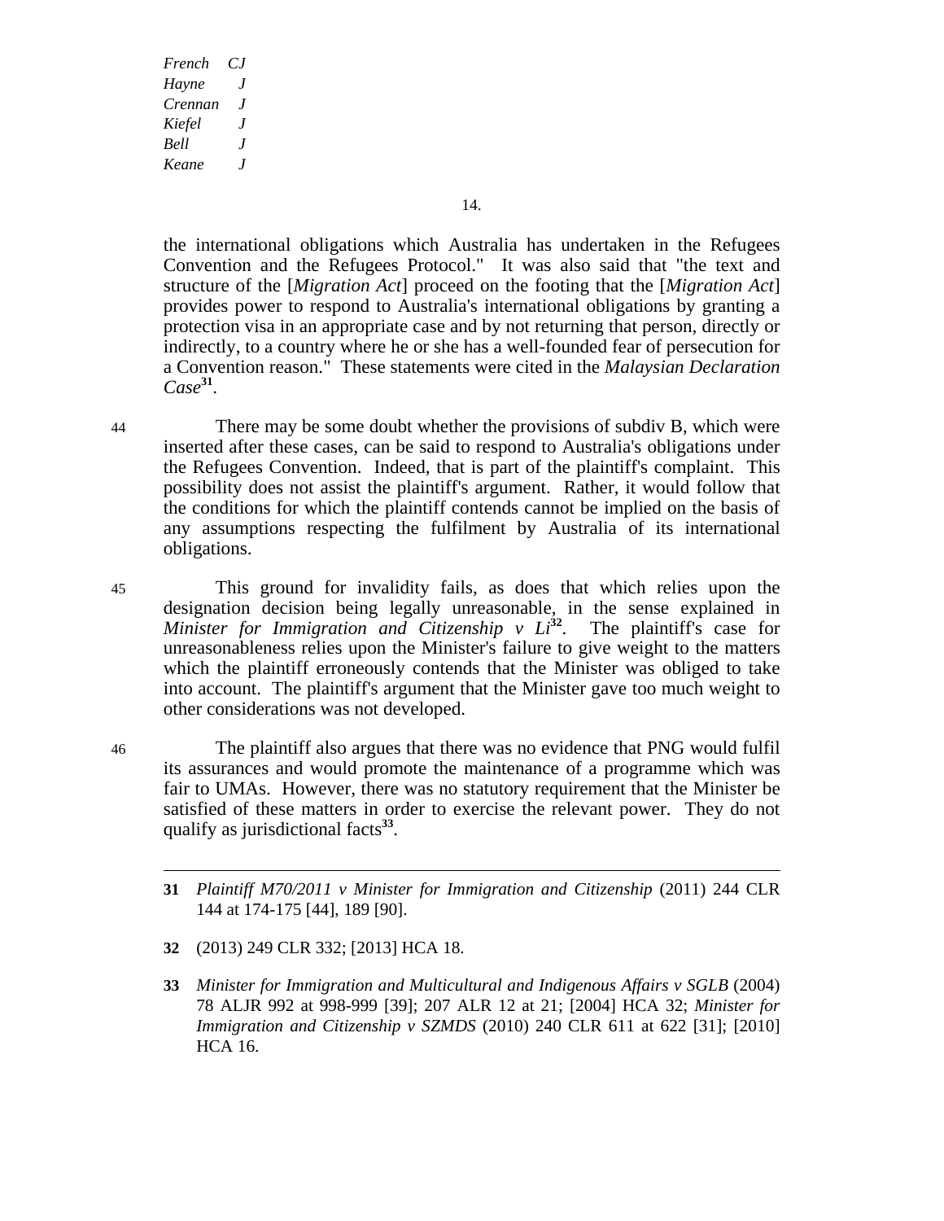the international obligations which Australia has undertaken in the Refugees Convention and the Refugees Protocol." It was also said that "the text and structure of the [*Migration Act*] proceed on the footing that the [*Migration Act*] provides power to respond to Australia's international obligations by granting a protection visa in an appropriate case and by not returning that person, directly or indirectly, to a country where he or she has a well-founded fear of persecution for a Convention reason." These statements were cited in the *Malaysian Declaration Case*[31].

44 There may be some doubt whether the provisions of subdiv B, which were inserted after these cases, can be said to respond to Australia's obligations under the Refugees Convention. Indeed, that is part of the plaintiff's complaint. This possibility does not assist the plaintiff's argument. Rather, it would follow that the conditions for which the plaintiff contends cannot be implied on the basis of any assumptions respecting the fulfilment by Australia of its international obligations.

45 This ground for invalidity fails, as does that which relies upon the designation decision being legally unreasonable, in the sense explained in *Minister for Immigration and Citizenship v Li*[32]. The plaintiff's case for unreasonableness relies upon the Minister's failure to give weight to the matters which the plaintiff erroneously contends that the Minister was obliged to take into account. The plaintiff's argument that the Minister gave too much weight to other considerations was not developed.

46 The plaintiff also argues that there was no evidence that PNG would fulfil its assurances and would promote the maintenance of a programme which was fair to UMAs. However, there was no statutory requirement that the Minister be satisfied of these matters in order to exercise the relevant power. They do not qualify as jurisdictional facts[33].

---

**31** *Plaintiff M70/2011 v Minister for Immigration and Citizenship* (2011) 244 CLR 144 at 174-175 [44], 189 [90].

**32** (2013) 249 CLR 332; [2013] HCA 18.

**33** *Minister for Immigration and Multicultural and Indigenous Affairs v SGLB* (2004) 78 ALJR 992 at 998-999 [39]; 207 ALR 12 at 21; [2004] HCA 32; *Minister for Immigration and Citizenship v SZMDS* (2010) 240 CLR 611 at 622 [31]; [2010] HCA 16.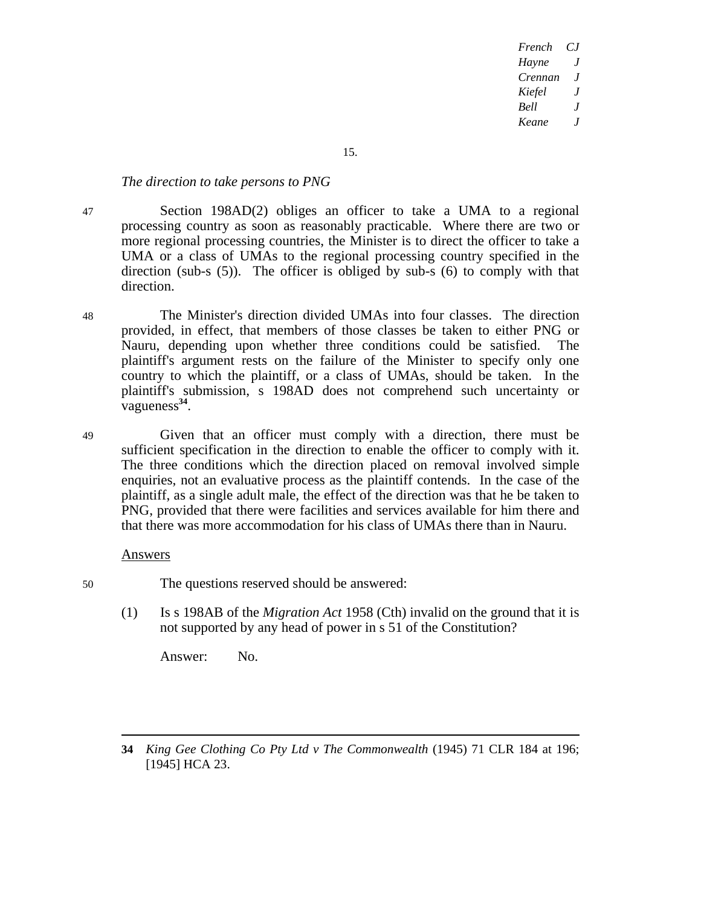*The direction to take persons to PNG*

47 Section 198AD(2) obliges an officer to take a UMA to a regional processing country as soon as reasonably practicable. Where there are two or more regional processing countries, the Minister is to direct the officer to take a UMA or a class of UMAs to the regional processing country specified in the direction (sub-s (5)). The officer is obliged by sub-s (6) to comply with that direction.

48 The Minister's direction divided UMAs into four classes. The direction provided, in effect, that members of those classes be taken to either PNG or Nauru, depending upon whether three conditions could be satisfied. The plaintiff's argument rests on the failure of the Minister to specify only one country to which the plaintiff, or a class of UMAs, should be taken. In the plaintiff's submission, s 198AD does not comprehend such uncertainty or vagueness[34].

49 Given that an officer must comply with a direction, there must be sufficient specification in the direction to enable the officer to comply with it. The three conditions which the direction placed on removal involved simple enquiries, not an evaluative process as the plaintiff contends. In the case of the plaintiff, as a single adult male, the effect of the direction was that he be taken to PNG, provided that there were facilities and services available for him there and that there was more accommodation for his class of UMAs there than in Nauru.

<u>Answers</u>

50 The questions reserved should be answered:

(1) Is s 198AB of the *Migration Act* 1958 (Cth) invalid on the ground that it is not supported by any head of power in s 51 of the Constitution?

Answer: No.

---

**34** *King Gee Clothing Co Pty Ltd v The Commonwealth* (1945) 71 CLR 184 at 196; [1945] HCA 23.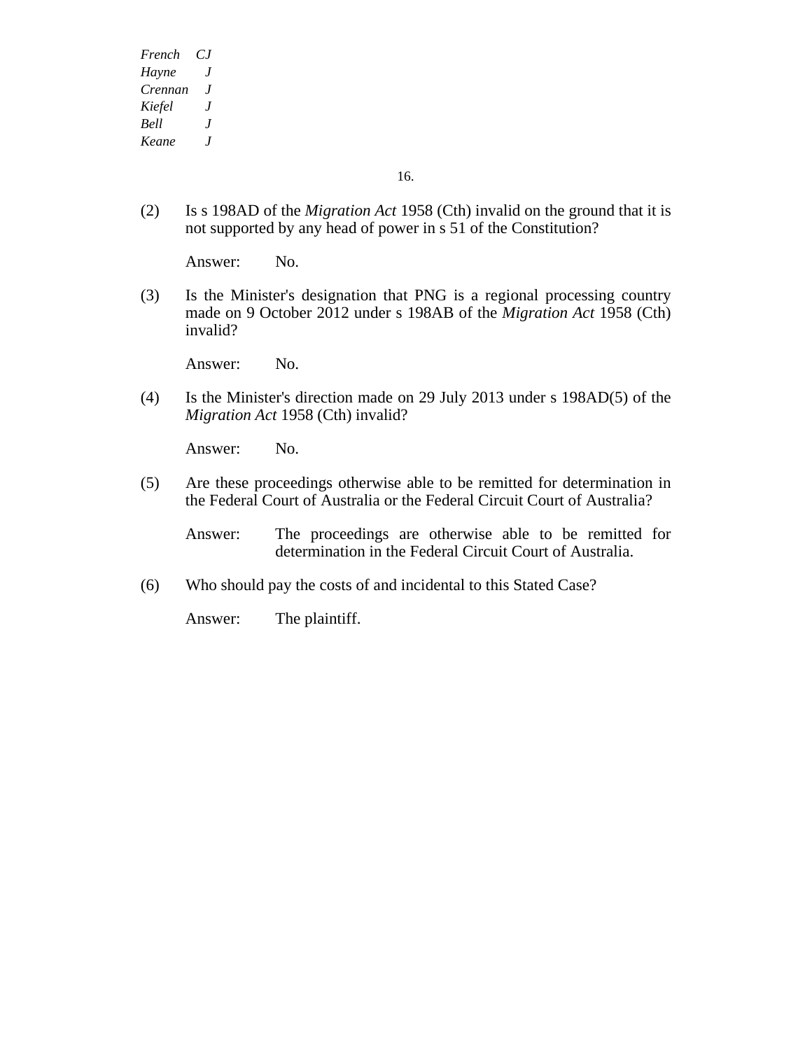(2) Is s 198AD of the *Migration Act* 1958 (Cth) invalid on the ground that it is not supported by any head of power in s 51 of the Constitution?

Answer: No.

(3) Is the Minister's designation that PNG is a regional processing country made on 9 October 2012 under s 198AB of the *Migration Act* 1958 (Cth) invalid?

Answer: No.

(4) Is the Minister's direction made on 29 July 2013 under s 198AD(5) of the *Migration Act* 1958 (Cth) invalid?

Answer: No.

(5) Are these proceedings otherwise able to be remitted for determination in the Federal Court of Australia or the Federal Circuit Court of Australia?

Answer: The proceedings are otherwise able to be remitted for determination in the Federal Circuit Court of Australia.

(6) Who should pay the costs of and incidental to this Stated Case?

Answer: The plaintiff.